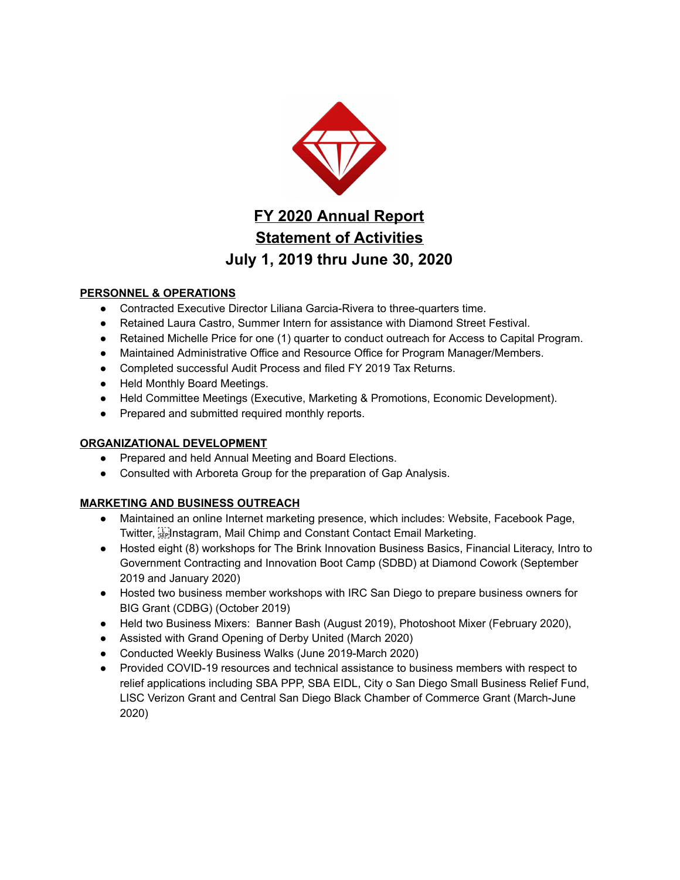# FY 2020 Annual Report

## Statement of Activities

## July 1, 2019 thru June 30, 2020

**PERSONNEL & OPERATIONS**

- Contracted Executive Director Liliana Garcia-Rivera to three-quarters time.
- Retained Laura Castro, Summer Intern for assistance with Diamond Street Festival.
- Retained Michelle Price for one (1) quarter to conduct outreach for Access to Capital Program.
- Maintained Administrative Office and Resource Office for Program Manager/Members.
- Completed successful Audit Process and filed FY 2019 Tax Returns.
- Held Monthly Board Meetings.
- Held Committee Meetings (Executive, Marketing & Promotions, Economic Development).
- Prepared and submitted required monthly reports.

**ORGANIZATIONAL DEVELOPMENT**

- Prepared and held Annual Meeting and Board Elections.
- Consulted with Arboreta Group for the preparation of Gap Analysis.

**MARKETING AND BUSINESS OUTREACH**

- Maintained an online Internet marketing presence, which includes: Website, Facebook Page, Twitter, Instagram, Mail Chimp and Constant Contact Email Marketing.
- Hosted eight (8) workshops for The Brink Innovation Business Basics, Financial Literacy, Intro to Government Contracting and Innovation Boot Camp (SDBD) at Diamond Cowork (September 2019 and January 2020)
- Hosted two business member workshops with IRC San Diego to prepare business owners for BIG Grant (CDBG) (October 2019)
- Held two Business Mixers: Banner Bash (August 2019), Photoshoot Mixer (February 2020),
- Assisted with Grand Opening of Derby United (March 2020)
- Conducted Weekly Business Walks (June 2019-March 2020)
- Provided COVID-19 resources and technical assistance to business members with respect to relief applications including SBA PPP, SBA EIDL, City o San Diego Small Business Relief Fund, LISC Verizon Grant and Central San Diego Black Chamber of Commerce Grant (March-June 2020)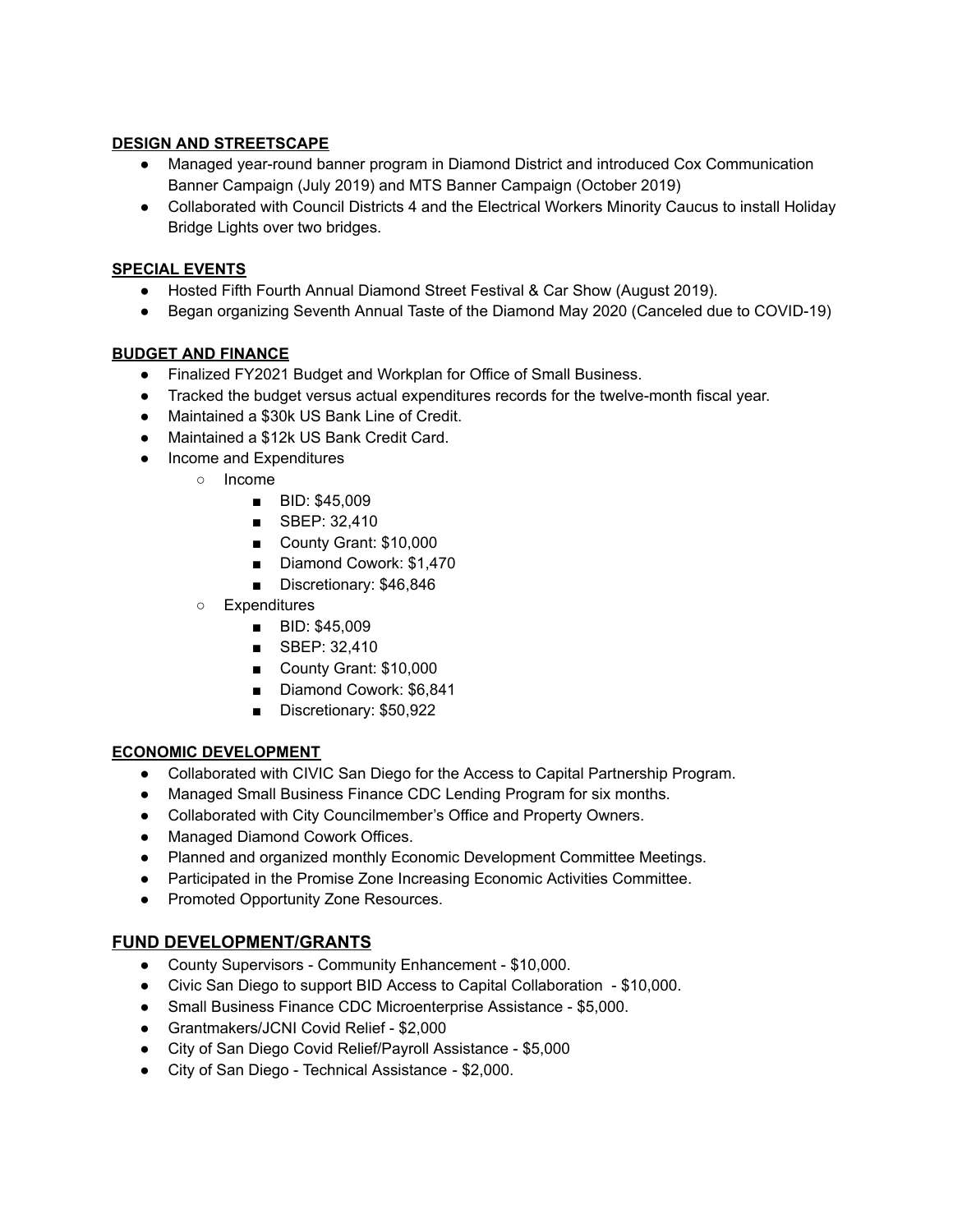**DESIGN AND STREETSCAPE**

- Managed year-round banner program in Diamond District and introduced Cox Communication Banner Campaign (July 2019) and MTS Banner Campaign (October 2019)
- Collaborated with Council Districts 4 and the Electrical Workers Minority Caucus to install Holiday Bridge Lights over two bridges.

**SPECIAL EVENTS**

- Hosted Fifth Fourth Annual Diamond Street Festival & Car Show (August 2019).
- Began organizing Seventh Annual Taste of the Diamond May 2020 (Canceled due to COVID-19)

**BUDGET AND FINANCE**

- Finalized FY2021 Budget and Workplan for Office of Small Business.
- Tracked the budget versus actual expenditures records for the twelve-month fiscal year.
- Maintained a $30k US Bank Line of Credit.
- Maintained a $12k US Bank Credit Card.
- Income and Expenditures
    - Income
        - BID: $45,009
        - SBEP: 32,410
        - County Grant: $10,000
        - Diamond Cowork: $1,470
        - Discretionary: $46,846
    - Expenditures
        - BID: $45,009
        - SBEP: 32,410
        - County Grant: $10,000
        - Diamond Cowork: $6,841
        - Discretionary: $50,922

**ECONOMIC DEVELOPMENT**

- Collaborated with CIVIC San Diego for the Access to Capital Partnership Program.
- Managed Small Business Finance CDC Lending Program for six months.
- Collaborated with City Councilmember's Office and Property Owners.
- Managed Diamond Cowork Offices.
- Planned and organized monthly Economic Development Committee Meetings.
- Participated in the Promise Zone Increasing Economic Activities Committee.
- Promoted Opportunity Zone Resources.

## FUND DEVELOPMENT/GRANTS

- County Supervisors - Community Enhancement - $10,000.
- Civic San Diego to support BID Access to Capital Collaboration - $10,000.
- Small Business Finance CDC Microenterprise Assistance - $5,000.
- Grantmakers/JCNI Covid Relief - $2,000
- City of San Diego Covid Relief/Payroll Assistance - $5,000
- City of San Diego - Technical Assistance - $2,000.